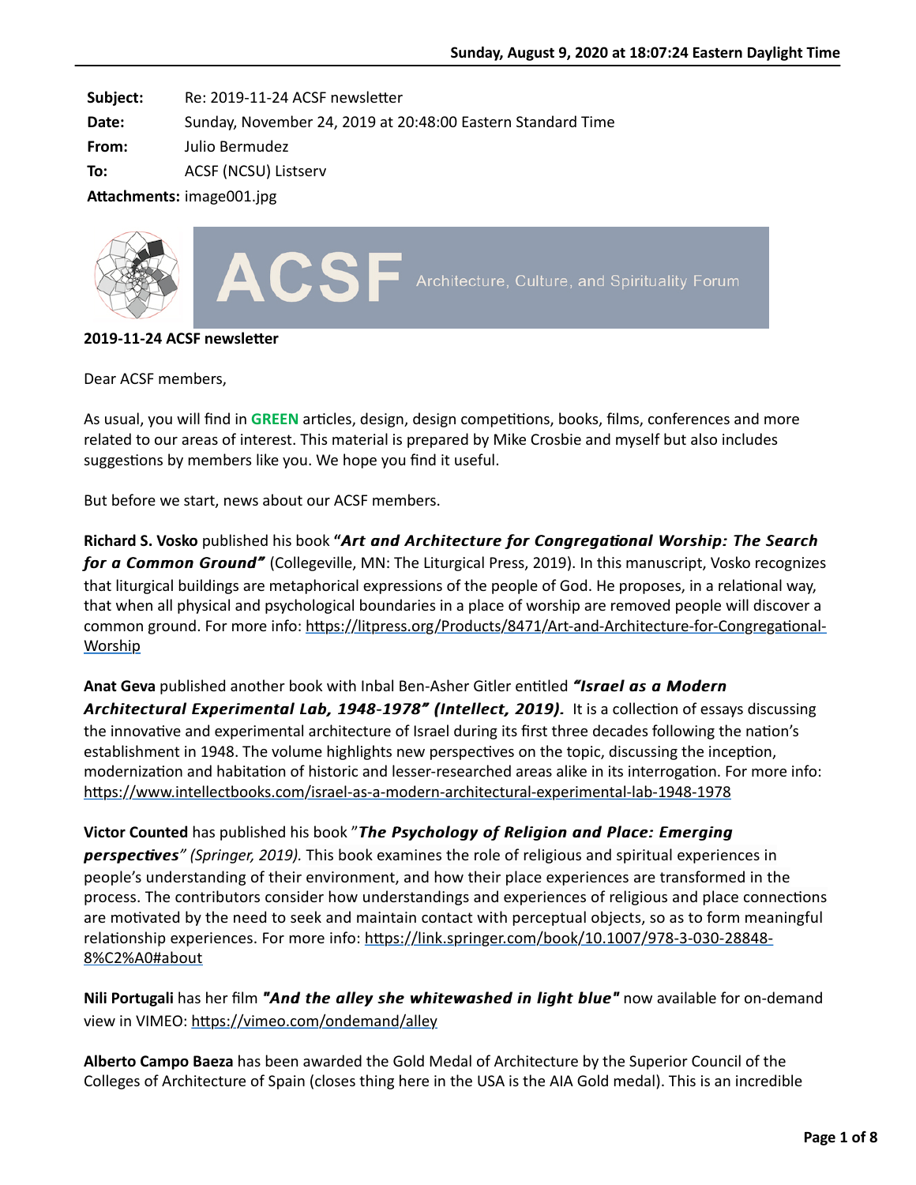Sunday, August 9, 2020 at 18:07:24 Eastern Daylight Time

**Subject:** Re: 2019-11-24 ACSF newsletter
**Date:** Sunday, November 24, 2019 at 20:48:00 Eastern Standard Time
**From:** Julio Bermudez
**To:** ACSF (NCSU) Listserv
**Attachments:** image001.jpg

ACSF Architecture, Culture, and Spirituality Forum

**2019-11-24 ACSF newsletter**

Dear ACSF members,

As usual, you will find in **GREEN** articles, design, design competitions, books, films, conferences and more related to our areas of interest. This material is prepared by Mike Crosbie and myself but also includes suggestions by members like you. We hope you find it useful.

But before we start, news about our ACSF members.

**Richard S. Vosko** published his book **"*Art and Architecture for Congregational Worship: The Search for a Common Ground*"** (Collegeville, MN: The Liturgical Press, 2019). In this manuscript, Vosko recognizes that liturgical buildings are metaphorical expressions of the people of God. He proposes, in a relational way, that when all physical and psychological boundaries in a place of worship are removed people will discover a common ground. For more info: https://litpress.org/Products/8471/Art-and-Architecture-for-Congregational-Worship

**Anat Geva** published another book with Inbal Ben-Asher Gitler entitled ***"Israel as a Modern Architectural Experimental Lab, 1948-1978" (Intellect, 2019).*** It is a collection of essays discussing the innovative and experimental architecture of Israel during its first three decades following the nation's establishment in 1948. The volume highlights new perspectives on the topic, discussing the inception, modernization and habitation of historic and lesser-researched areas alike in its interrogation. For more info: https://www.intellectbooks.com/israel-as-a-modern-architectural-experimental-lab-1948-1978

**Victor Counted** has published his book *"**The Psychology of Religion and Place: Emerging perspectives**" (Springer, 2019).* This book examines the role of religious and spiritual experiences in people's understanding of their environment, and how their place experiences are transformed in the process. The contributors consider how understandings and experiences of religious and place connections are motivated by the need to seek and maintain contact with perceptual objects, so as to form meaningful relationship experiences. For more info: https://link.springer.com/book/10.1007/978-3-030-28848-8%C2%A0#about

**Nili Portugali** has her film ***"And the alley she whitewashed in light blue"*** now available for on-demand view in VIMEO: https://vimeo.com/ondemand/alley

**Alberto Campo Baeza** has been awarded the Gold Medal of Architecture by the Superior Council of the Colleges of Architecture of Spain (closes thing here in the USA is the AIA Gold medal). This is an incredible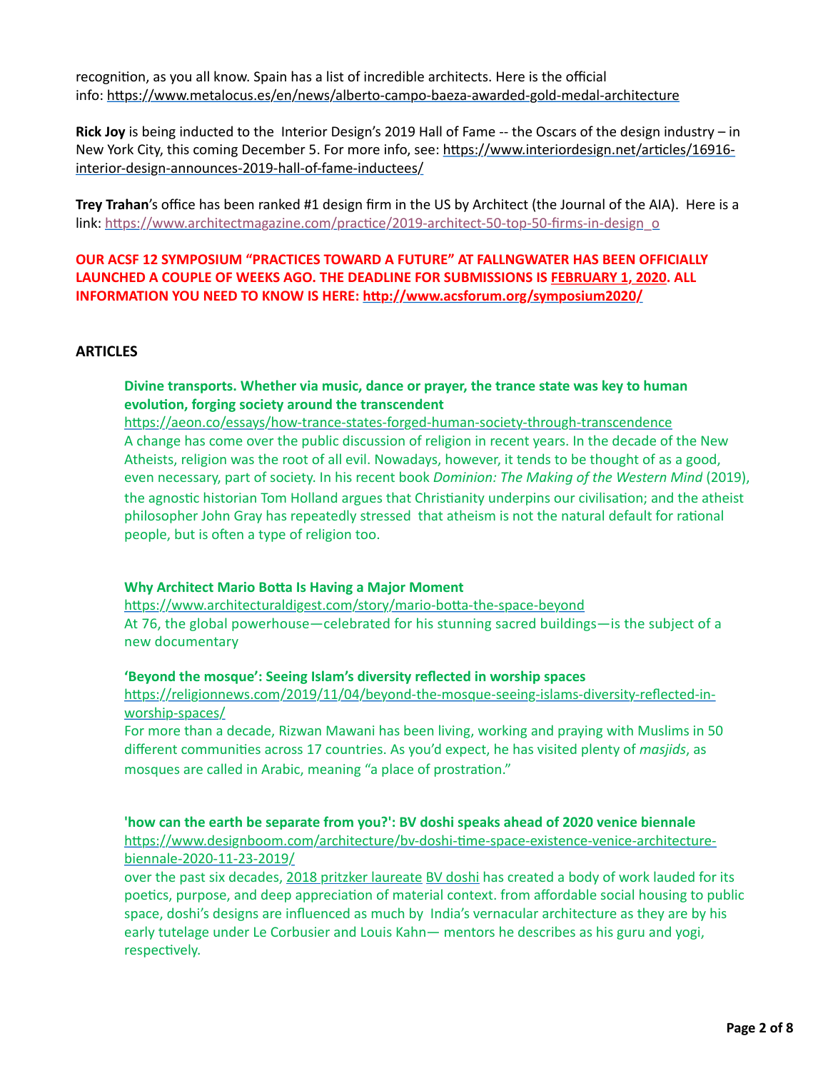recognition, as you all know. Spain has a list of incredible architects. Here is the official info: https://www.metalocus.es/en/news/alberto-campo-baeza-awarded-gold-medal-architecture

**Rick Joy** is being inducted to the Interior Design's 2019 Hall of Fame -- the Oscars of the design industry – in New York City, this coming December 5. For more info, see: https://www.interiordesign.net/articles/16916-interior-design-announces-2019-hall-of-fame-inductees/

**Trey Trahan**'s office has been ranked #1 design firm in the US by Architect (the Journal of the AIA). Here is a link: https://www.architectmagazine.com/practice/2019-architect-50-top-50-firms-in-design_o

**OUR ACSF 12 SYMPOSIUM "PRACTICES TOWARD A FUTURE" AT FALLNGWATER HAS BEEN OFFICIALLY LAUNCHED A COUPLE OF WEEKS AGO. THE DEADLINE FOR SUBMISSIONS IS FEBRUARY 1, 2020. ALL INFORMATION YOU NEED TO KNOW IS HERE: http://www.acsforum.org/symposium2020/**

## ARTICLES

**Divine transports. Whether via music, dance or prayer, the trance state was key to human evolution, forging society around the transcendent**
https://aeon.co/essays/how-trance-states-forged-human-society-through-transcendence
A change has come over the public discussion of religion in recent years. In the decade of the New Atheists, religion was the root of all evil. Nowadays, however, it tends to be thought of as a good, even necessary, part of society. In his recent book *Dominion: The Making of the Western Mind* (2019), the agnostic historian Tom Holland argues that Christianity underpins our civilisation; and the atheist philosopher John Gray has repeatedly stressed that atheism is not the natural default for rational people, but is often a type of religion too.

**Why Architect Mario Botta Is Having a Major Moment**
https://www.architecturaldigest.com/story/mario-botta-the-space-beyond
At 76, the global powerhouse—celebrated for his stunning sacred buildings—is the subject of a new documentary

**'Beyond the mosque': Seeing Islam's diversity reflected in worship spaces**
https://religionnews.com/2019/11/04/beyond-the-mosque-seeing-islams-diversity-reflected-in-worship-spaces/
For more than a decade, Rizwan Mawani has been living, working and praying with Muslims in 50 different communities across 17 countries. As you'd expect, he has visited plenty of *masjids*, as mosques are called in Arabic, meaning "a place of prostration."

**'how can the earth be separate from you?': BV doshi speaks ahead of 2020 venice biennale**
https://www.designboom.com/architecture/bv-doshi-time-space-existence-venice-architecture-biennale-2020-11-23-2019/
over the past six decades, 2018 pritzker laureate BV doshi has created a body of work lauded for its poetics, purpose, and deep appreciation of material context. from affordable social housing to public space, doshi's designs are influenced as much by India's vernacular architecture as they are by his early tutelage under Le Corbusier and Louis Kahn— mentors he describes as his guru and yogi, respectively.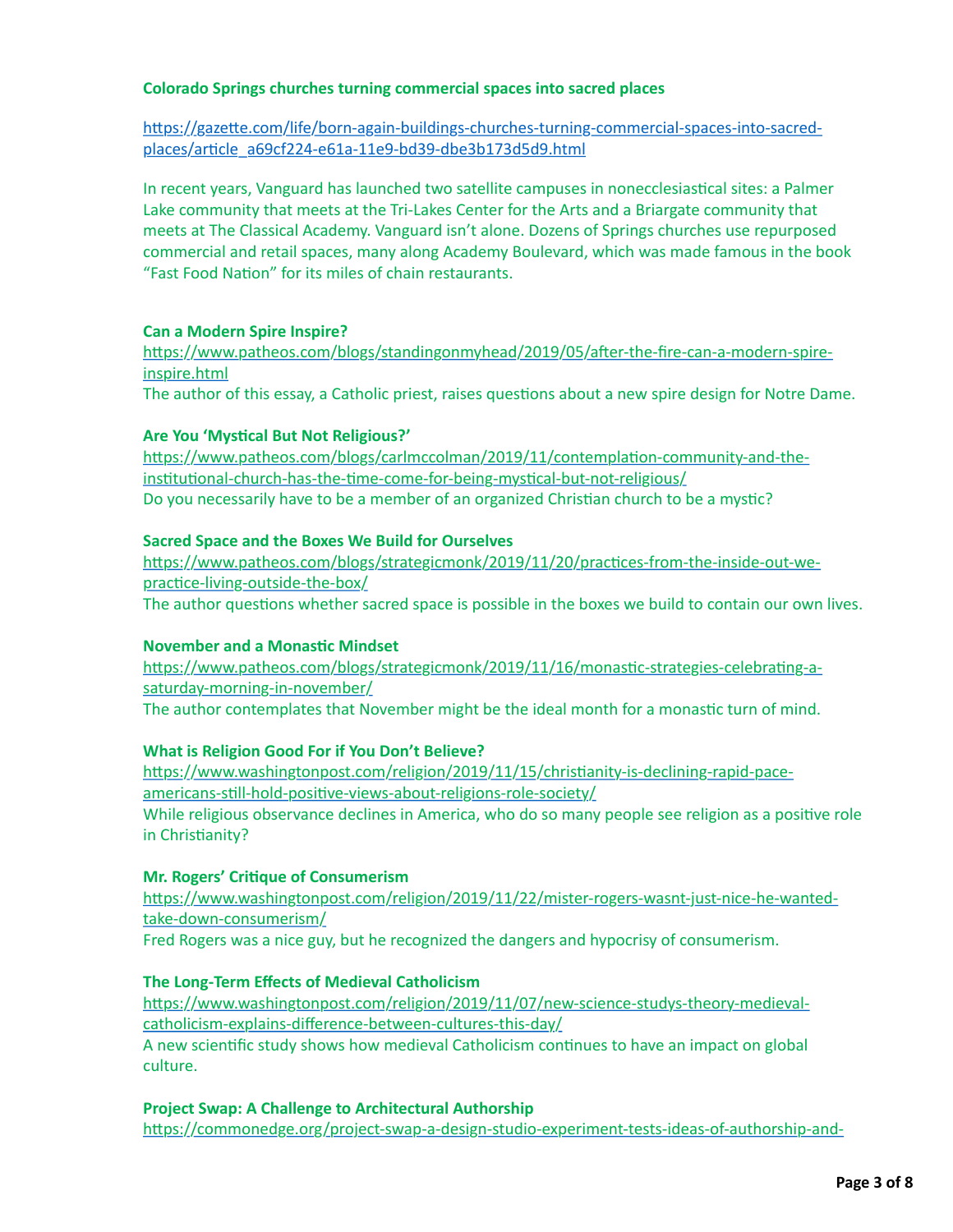**Colorado Springs churches turning commercial spaces into sacred places**

https://gazette.com/life/born-again-buildings-churches-turning-commercial-spaces-into-sacred-places/article_a69cf224-e61a-11e9-bd39-dbe3b173d5d9.html

In recent years, Vanguard has launched two satellite campuses in nonecclesiastical sites: a Palmer Lake community that meets at the Tri-Lakes Center for the Arts and a Briargate community that meets at The Classical Academy. Vanguard isn't alone. Dozens of Springs churches use repurposed commercial and retail spaces, many along Academy Boulevard, which was made famous in the book "Fast Food Nation" for its miles of chain restaurants.

**Can a Modern Spire Inspire?**

https://www.patheos.com/blogs/standingonmyhead/2019/05/after-the-fire-can-a-modern-spire-inspire.html

The author of this essay, a Catholic priest, raises questions about a new spire design for Notre Dame.

**Are You 'Mystical But Not Religious?'**

https://www.patheos.com/blogs/carlmccolman/2019/11/contemplation-community-and-the-institutional-church-has-the-time-come-for-being-mystical-but-not-religious/

Do you necessarily have to be a member of an organized Christian church to be a mystic?

**Sacred Space and the Boxes We Build for Ourselves**

https://www.patheos.com/blogs/strategicmonk/2019/11/20/practices-from-the-inside-out-we-practice-living-outside-the-box/

The author questions whether sacred space is possible in the boxes we build to contain our own lives.

**November and a Monastic Mindset**

https://www.patheos.com/blogs/strategicmonk/2019/11/16/monastic-strategies-celebrating-a-saturday-morning-in-november/

The author contemplates that November might be the ideal month for a monastic turn of mind.

**What is Religion Good For if You Don't Believe?**

https://www.washingtonpost.com/religion/2019/11/15/christianity-is-declining-rapid-pace-americans-still-hold-positive-views-about-religions-role-society/

While religious observance declines in America, who do so many people see religion as a positive role in Christianity?

**Mr. Rogers' Critique of Consumerism**

https://www.washingtonpost.com/religion/2019/11/22/mister-rogers-wasnt-just-nice-he-wanted-take-down-consumerism/

Fred Rogers was a nice guy, but he recognized the dangers and hypocrisy of consumerism.

**The Long-Term Effects of Medieval Catholicism**

https://www.washingtonpost.com/religion/2019/11/07/new-science-studys-theory-medieval-catholicism-explains-difference-between-cultures-this-day/

A new scientific study shows how medieval Catholicism continues to have an impact on global culture.

**Project Swap: A Challenge to Architectural Authorship**

https://commonedge.org/project-swap-a-design-studio-experiment-tests-ideas-of-authorship-and-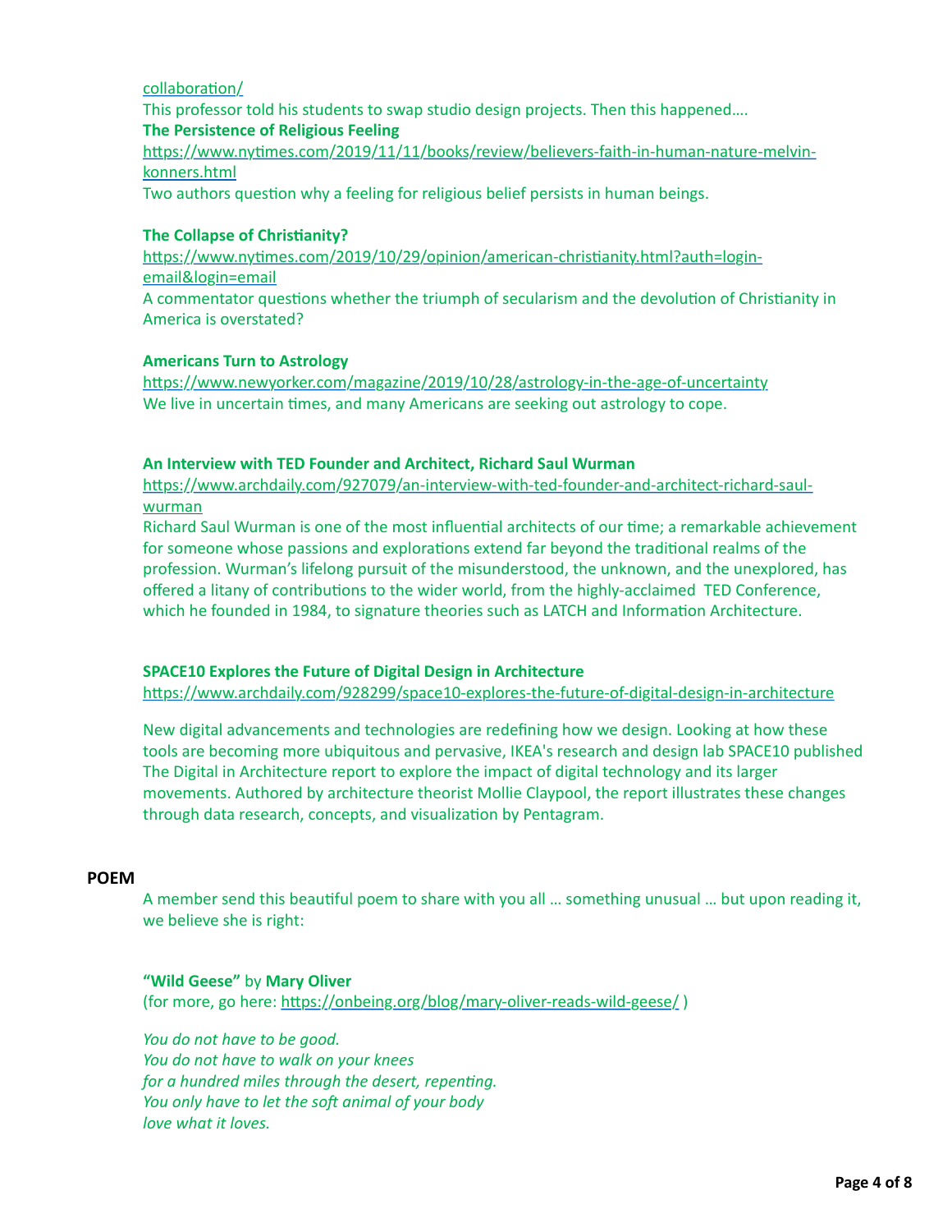[collaboration/](collaboration/)

This professor told his students to swap studio design projects. Then this happened….

**The Persistence of Religious Feeling**

[https://www.nytimes.com/2019/11/11/books/review/believers-faith-in-human-nature-melvin-konners.html](https://www.nytimes.com/2019/11/11/books/review/believers-faith-in-human-nature-melvin-konners.html)

Two authors question why a feeling for religious belief persists in human beings.

**The Collapse of Christianity?**

[https://www.nytimes.com/2019/10/29/opinion/american-christianity.html?auth=login-email&login=email](https://www.nytimes.com/2019/10/29/opinion/american-christianity.html?auth=login-email&login=email)

A commentator questions whether the triumph of secularism and the devolution of Christianity in America is overstated?

**Americans Turn to Astrology**

[https://www.newyorker.com/magazine/2019/10/28/astrology-in-the-age-of-uncertainty](https://www.newyorker.com/magazine/2019/10/28/astrology-in-the-age-of-uncertainty)

We live in uncertain times, and many Americans are seeking out astrology to cope.

**An Interview with TED Founder and Architect, Richard Saul Wurman**

[https://www.archdaily.com/927079/an-interview-with-ted-founder-and-architect-richard-saul-wurman](https://www.archdaily.com/927079/an-interview-with-ted-founder-and-architect-richard-saul-wurman)

Richard Saul Wurman is one of the most influential architects of our time; a remarkable achievement for someone whose passions and explorations extend far beyond the traditional realms of the profession. Wurman's lifelong pursuit of the misunderstood, the unknown, and the unexplored, has offered a litany of contributions to the wider world, from the highly-acclaimed TED Conference, which he founded in 1984, to signature theories such as LATCH and Information Architecture.

**SPACE10 Explores the Future of Digital Design in Architecture**

[https://www.archdaily.com/928299/space10-explores-the-future-of-digital-design-in-architecture](https://www.archdaily.com/928299/space10-explores-the-future-of-digital-design-in-architecture)

New digital advancements and technologies are redefining how we design. Looking at how these tools are becoming more ubiquitous and pervasive, IKEA's research and design lab SPACE10 published The Digital in Architecture report to explore the impact of digital technology and its larger movements. Authored by architecture theorist Mollie Claypool, the report illustrates these changes through data research, concepts, and visualization by Pentagram.

## POEM

A member send this beautiful poem to share with you all … something unusual … but upon reading it, we believe she is right:

**"Wild Geese"** by **Mary Oliver**
(for more, go here: [https://onbeing.org/blog/mary-oliver-reads-wild-geese/](https://onbeing.org/blog/mary-oliver-reads-wild-geese/) )

*You do not have to be good.*
*You do not have to walk on your knees*
*for a hundred miles through the desert, repenting.*
*You only have to let the soft animal of your body*
*love what it loves.*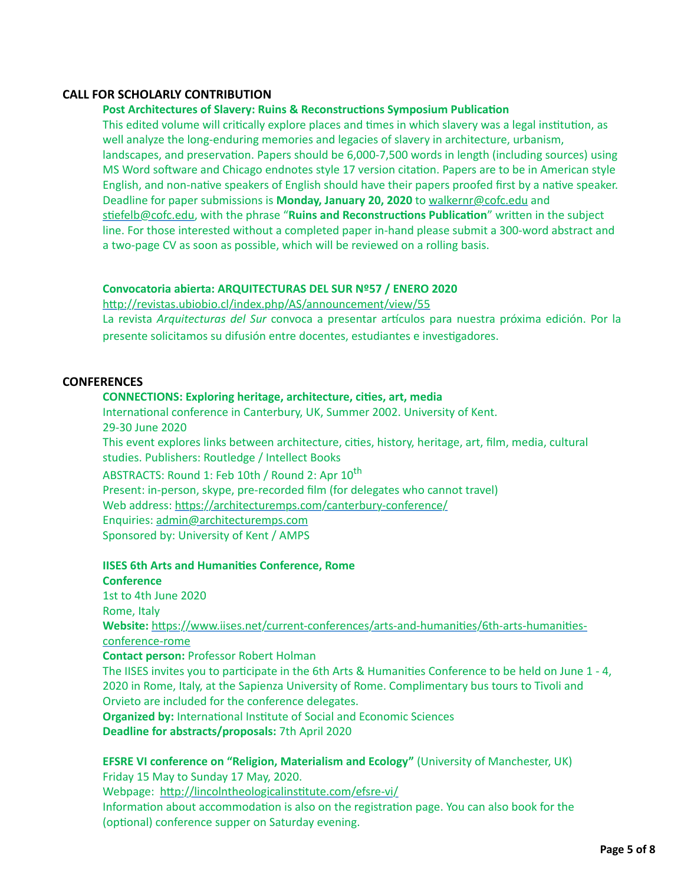## CALL FOR SCHOLARLY CONTRIBUTION

**Post Architectures of Slavery: Ruins & Reconstructions Symposium Publication**

This edited volume will critically explore places and times in which slavery was a legal institution, as well analyze the long-enduring memories and legacies of slavery in architecture, urbanism, landscapes, and preservation. Papers should be 6,000-7,500 words in length (including sources) using MS Word software and Chicago endnotes style 17 version citation. Papers are to be in American style English, and non-native speakers of English should have their papers proofed first by a native speaker. Deadline for paper submissions is **Monday, January 20, 2020** to walkernr@cofc.edu and stiefelb@cofc.edu, with the phrase "**Ruins and Reconstructions Publication**" written in the subject line. For those interested without a completed paper in-hand please submit a 300-word abstract and a two-page CV as soon as possible, which will be reviewed on a rolling basis.

**Convocatoria abierta: ARQUITECTURAS DEL SUR Nº57 / ENERO 2020**

http://revistas.ubiobio.cl/index.php/AS/announcement/view/55

La revista *Arquitecturas del Sur* convoca a presentar artículos para nuestra próxima edición. Por la presente solicitamos su difusión entre docentes, estudiantes e investigadores.

## CONFERENCES

**CONNECTIONS: Exploring heritage, architecture, cities, art, media**

International conference in Canterbury, UK, Summer 2002. University of Kent.
29-30 June 2020
This event explores links between architecture, cities, history, heritage, art, film, media, cultural studies. Publishers: Routledge / Intellect Books
ABSTRACTS: Round 1: Feb 10th / Round 2: Apr 10th
Present: in-person, skype, pre-recorded film (for delegates who cannot travel)
Web address: https://architecturemps.com/canterbury-conference/
Enquiries: admin@architecturemps.com
Sponsored by: University of Kent / AMPS

**IISES 6th Arts and Humanities Conference, Rome**
**Conference**
1st to 4th June 2020
Rome, Italy
**Website:** https://www.iises.net/current-conferences/arts-and-humanities/6th-arts-humanities-conference-rome
**Contact person:** Professor Robert Holman
The IISES invites you to participate in the 6th Arts & Humanities Conference to be held on June 1 - 4, 2020 in Rome, Italy, at the Sapienza University of Rome. Complimentary bus tours to Tivoli and Orvieto are included for the conference delegates.
**Organized by:** International Institute of Social and Economic Sciences
**Deadline for abstracts/proposals:** 7th April 2020

**EFSRE VI conference on "Religion, Materialism and Ecology"** (University of Manchester, UK)
Friday 15 May to Sunday 17 May, 2020.
Webpage: http://lincolntheologicalinstitute.com/efsre-vi/
Information about accommodation is also on the registration page. You can also book for the (optional) conference supper on Saturday evening.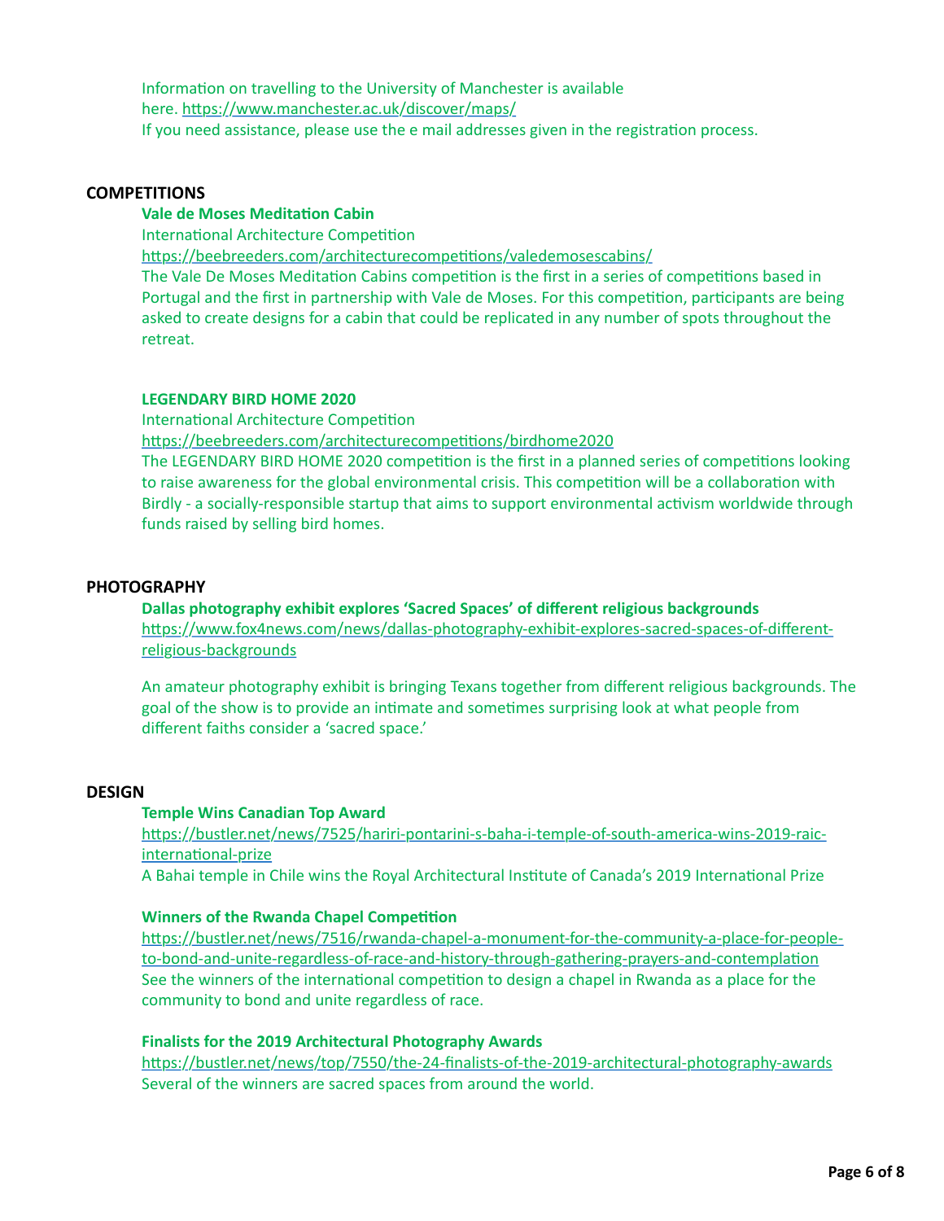Information on travelling to the University of Manchester is available here. https://www.manchester.ac.uk/discover/maps/
If you need assistance, please use the e mail addresses given in the registration process.

## COMPETITIONS

**Vale de Moses Meditation Cabin**

International Architecture Competition

https://beebreeders.com/architecturecompetitions/valedemosescabins/

The Vale De Moses Meditation Cabins competition is the first in a series of competitions based in Portugal and the first in partnership with Vale de Moses. For this competition, participants are being asked to create designs for a cabin that could be replicated in any number of spots throughout the retreat.

**LEGENDARY BIRD HOME 2020**

International Architecture Competition

https://beebreeders.com/architecturecompetitions/birdhome2020

The LEGENDARY BIRD HOME 2020 competition is the first in a planned series of competitions looking to raise awareness for the global environmental crisis. This competition will be a collaboration with Birdly - a socially-responsible startup that aims to support environmental activism worldwide through funds raised by selling bird homes.

## PHOTOGRAPHY

**Dallas photography exhibit explores 'Sacred Spaces' of different religious backgrounds**

https://www.fox4news.com/news/dallas-photography-exhibit-explores-sacred-spaces-of-different-religious-backgrounds

An amateur photography exhibit is bringing Texans together from different religious backgrounds. The goal of the show is to provide an intimate and sometimes surprising look at what people from different faiths consider a 'sacred space.'

## DESIGN

**Temple Wins Canadian Top Award**

https://bustler.net/news/7525/hariri-pontarini-s-baha-i-temple-of-south-america-wins-2019-raic-international-prize

A Bahai temple in Chile wins the Royal Architectural Institute of Canada's 2019 International Prize

**Winners of the Rwanda Chapel Competition**

https://bustler.net/news/7516/rwanda-chapel-a-monument-for-the-community-a-place-for-people-to-bond-and-unite-regardless-of-race-and-history-through-gathering-prayers-and-contemplation

See the winners of the international competition to design a chapel in Rwanda as a place for the community to bond and unite regardless of race.

**Finalists for the 2019 Architectural Photography Awards**

https://bustler.net/news/top/7550/the-24-finalists-of-the-2019-architectural-photography-awards

Several of the winners are sacred spaces from around the world.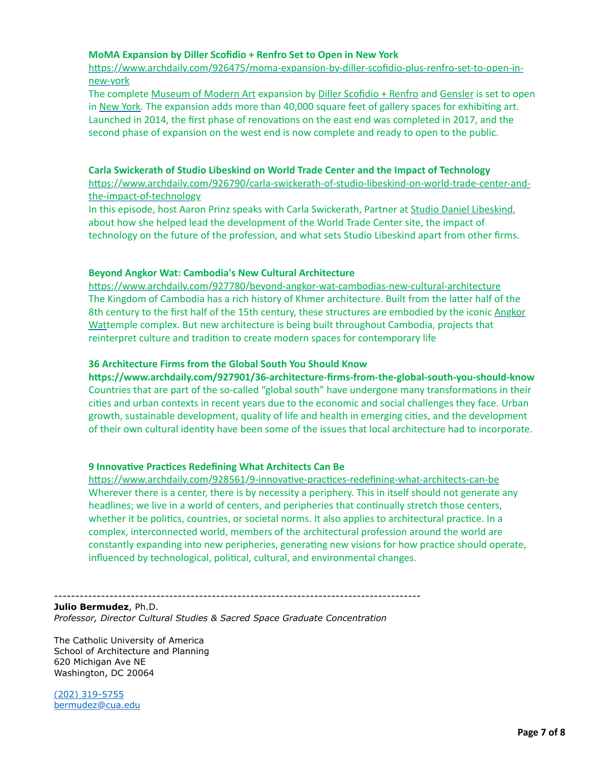**MoMA Expansion by Diller Scofidio + Renfro Set to Open in New York**

https://www.archdaily.com/926475/moma-expansion-by-diller-scofidio-plus-renfro-set-to-open-in-new-york

The complete Museum of Modern Art expansion by Diller Scofidio + Renfro and Gensler is set to open in New York. The expansion adds more than 40,000 square feet of gallery spaces for exhibiting art. Launched in 2014, the first phase of renovations on the east end was completed in 2017, and the second phase of expansion on the west end is now complete and ready to open to the public.

**Carla Swickerath of Studio Libeskind on World Trade Center and the Impact of Technology**

https://www.archdaily.com/926790/carla-swickerath-of-studio-libeskind-on-world-trade-center-and-the-impact-of-technology

In this episode, host Aaron Prinz speaks with Carla Swickerath, Partner at Studio Daniel Libeskind, about how she helped lead the development of the World Trade Center site, the impact of technology on the future of the profession, and what sets Studio Libeskind apart from other firms.

**Beyond Angkor Wat: Cambodia's New Cultural Architecture**

https://www.archdaily.com/927780/beyond-angkor-wat-cambodias-new-cultural-architecture

The Kingdom of Cambodia has a rich history of Khmer architecture. Built from the latter half of the 8th century to the first half of the 15th century, these structures are embodied by the iconic Angkor Wattemple complex. But new architecture is being built throughout Cambodia, projects that reinterpret culture and tradition to create modern spaces for contemporary life

**36 Architecture Firms from the Global South You Should Know**

**https://www.archdaily.com/927901/36-architecture-firms-from-the-global-south-you-should-know**

Countries that are part of the so-called "global south" have undergone many transformations in their cities and urban contexts in recent years due to the economic and social challenges they face. Urban growth, sustainable development, quality of life and health in emerging cities, and the development of their own cultural identity have been some of the issues that local architecture had to incorporate.

**9 Innovative Practices Redefining What Architects Can Be**

https://www.archdaily.com/928561/9-innovative-practices-redefining-what-architects-can-be

Wherever there is a center, there is by necessity a periphery. This in itself should not generate any headlines; we live in a world of centers, and peripheries that continually stretch those centers, whether it be politics, countries, or societal norms. It also applies to architectural practice. In a complex, interconnected world, members of the architectural profession around the world are constantly expanding into new peripheries, generating new visions for how practice should operate, influenced by technological, political, cultural, and environmental changes.

--------------------------------------------------------------------------------------

**Julio Bermudez**, Ph.D.
*Professor, Director Cultural Studies & Sacred Space Graduate Concentration*

The Catholic University of America
School of Architecture and Planning
620 Michigan Ave NE
Washington, DC 20064

(202) 319-5755
bermudez@cua.edu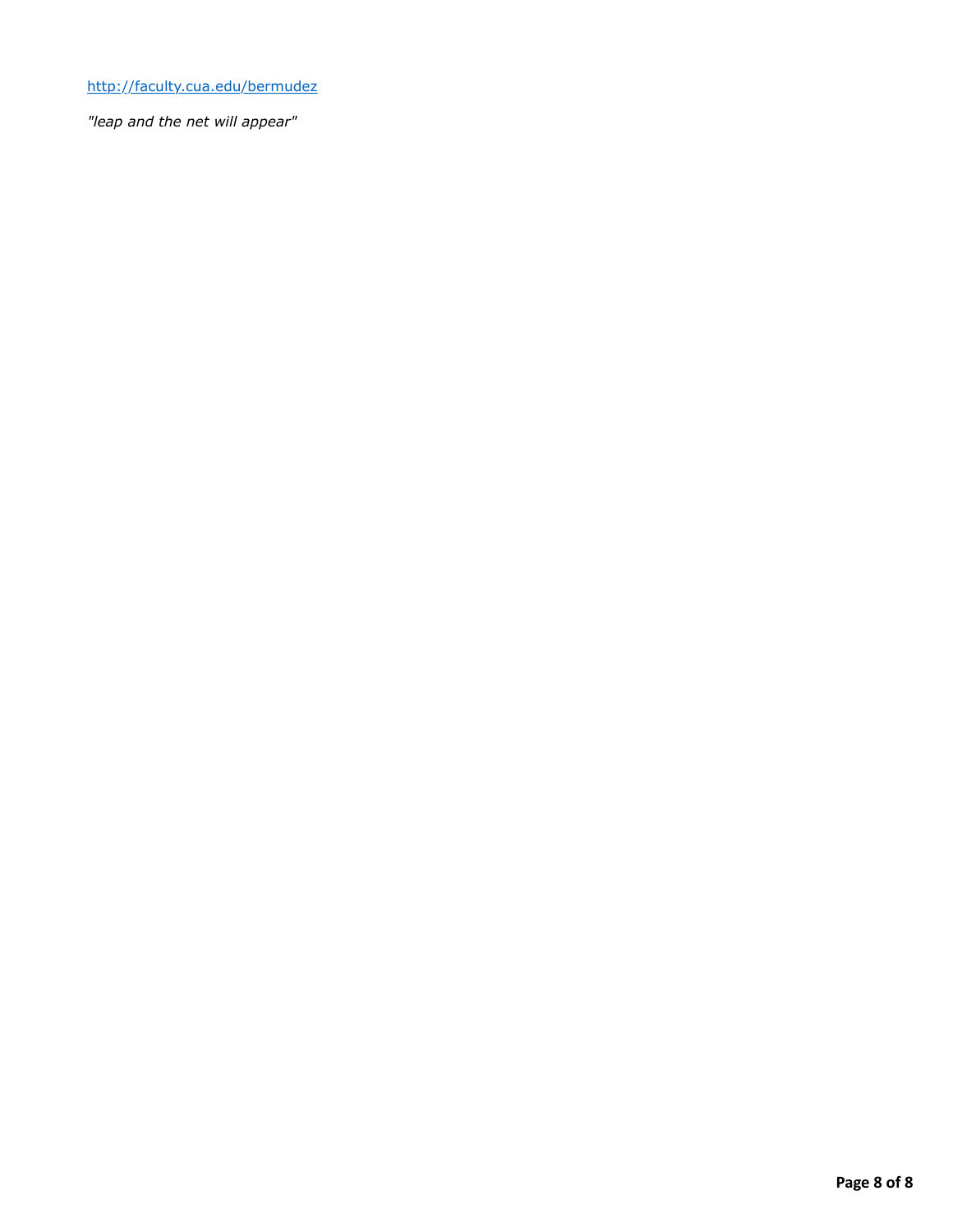http://faculty.cua.edu/bermudez

*"leap and the net will appear"*